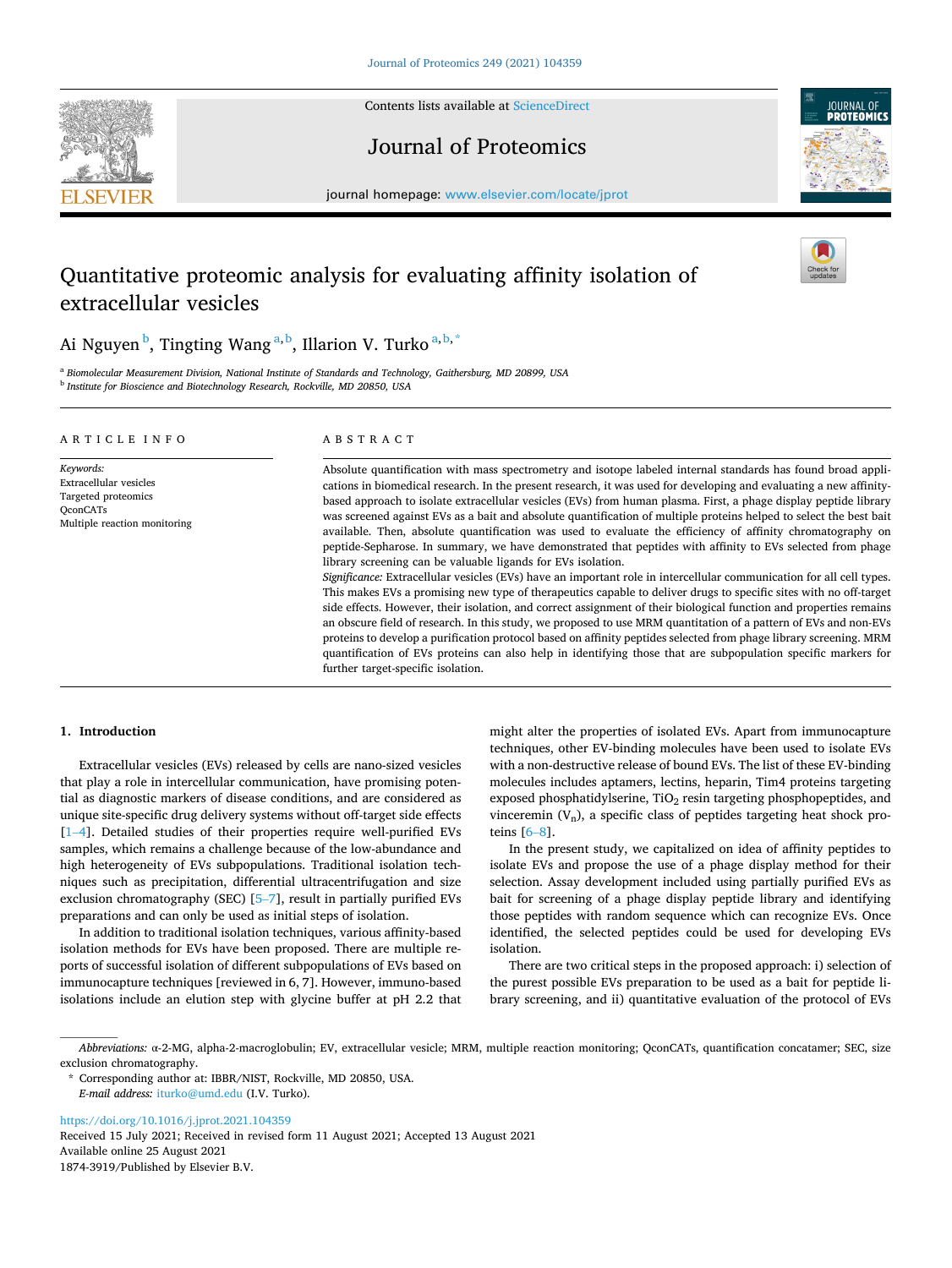# Quantitative proteomic analysis for evaluating affinity isolation of extracellular vesicles

Ai Nguyen [b], Tingting Wang [a,b], Illarion V. Turko [a,b,*]

[a] Biomolecular Measurement Division, National Institute of Standards and Technology, Gaithersburg, MD 20899, USA
[b] Institute for Bioscience and Biotechnology Research, Rockville, MD 20850, USA

## ARTICLE INFO

*Keywords:*
Extracellular vesicles
Targeted proteomics
QconCATs
Multiple reaction monitoring

## ABSTRACT

Absolute quantification with mass spectrometry and isotope labeled internal standards has found broad applications in biomedical research. In the present research, it was used for developing and evaluating a new affinity-based approach to isolate extracellular vesicles (EVs) from human plasma. First, a phage display peptide library was screened against EVs as a bait and absolute quantification of multiple proteins helped to select the best bait available. Then, absolute quantification was used to evaluate the efficiency of affinity chromatography on peptide-Sepharose. In summary, we have demonstrated that peptides with affinity to EVs selected from phage library screening can be valuable ligands for EVs isolation.

*Significance:* Extracellular vesicles (EVs) have an important role in intercellular communication for all cell types. This makes EVs a promising new type of therapeutics capable to deliver drugs to specific sites with no off-target side effects. However, their isolation, and correct assignment of their biological function and properties remains an obscure field of research. In this study, we proposed to use MRM quantitation of a pattern of EVs and non-EVs proteins to develop a purification protocol based on affinity peptides selected from phage library screening. MRM quantification of EVs proteins can also help in identifying those that are subpopulation specific markers for further target-specific isolation.

## 1. Introduction

Extracellular vesicles (EVs) released by cells are nano-sized vesicles that play a role in intercellular communication, have promising potential as diagnostic markers of disease conditions, and are considered as unique site-specific drug delivery systems without off-target side effects [1–4]. Detailed studies of their properties require well-purified EVs samples, which remains a challenge because of the low-abundance and high heterogeneity of EVs subpopulations. Traditional isolation techniques such as precipitation, differential ultracentrifugation and size exclusion chromatography (SEC) [5–7], result in partially purified EVs preparations and can only be used as initial steps of isolation.

In addition to traditional isolation techniques, various affinity-based isolation methods for EVs have been proposed. There are multiple reports of successful isolation of different subpopulations of EVs based on immunocapture techniques [reviewed in 6, 7]. However, immuno-based isolations include an elution step with glycine buffer at pH 2.2 that might alter the properties of isolated EVs. Apart from immunocapture techniques, other EV-binding molecules have been used to isolate EVs with a non-destructive release of bound EVs. The list of these EV-binding molecules includes aptamers, lectins, heparin, Tim4 proteins targeting exposed phosphatidylserine, $TiO_2$ resin targeting phosphopeptides, and vinceremin ($V_n$), a specific class of peptides targeting heat shock proteins [6–8].

In the present study, we capitalized on idea of affinity peptides to isolate EVs and propose the use of a phage display method for their selection. Assay development included using partially purified EVs as bait for screening of a phage display peptide library and identifying those peptides with random sequence which can recognize EVs. Once identified, the selected peptides could be used for developing EVs isolation.

There are two critical steps in the proposed approach: i) selection of the purest possible EVs preparation to be used as a bait for peptide library screening, and ii) quantitative evaluation of the protocol of EVs

---

*Abbreviations:* α-2-MG, alpha-2-macroglobulin; EV, extracellular vesicle; MRM, multiple reaction monitoring; QconCATs, quantification concatamer; SEC, size exclusion chromatography.

\* Corresponding author at: IBBR/NIST, Rockville, MD 20850, USA.
*E-mail address:* iturko@umd.edu (I.V. Turko).

https://doi.org/10.1016/j.jprot.2021.104359
Received 15 July 2021; Received in revised form 11 August 2021; Accepted 13 August 2021
Available online 25 August 2021
1874-3919/Published by Elsevier B.V.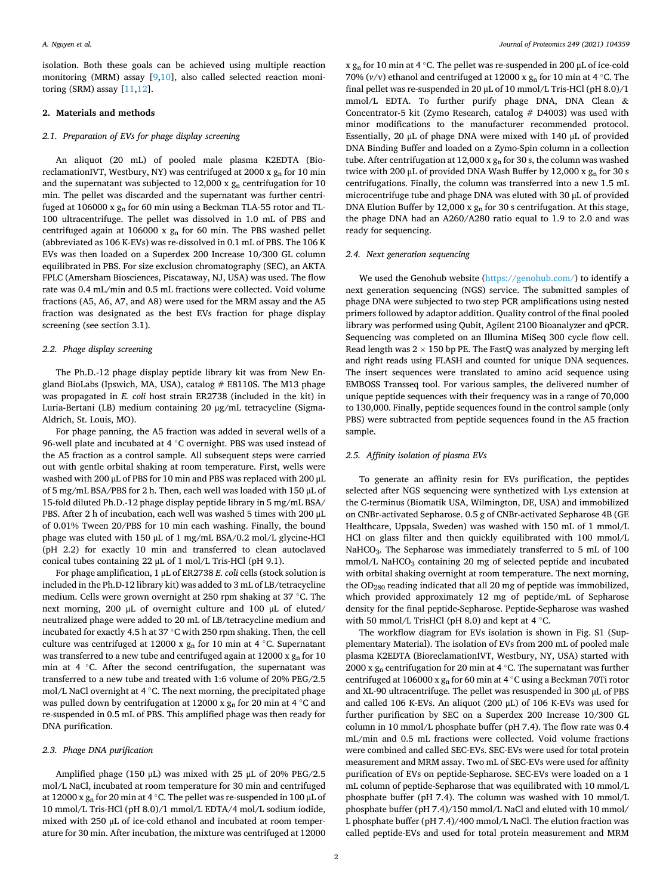isolation. Both these goals can be achieved using multiple reaction monitoring (MRM) assay [9,10], also called selected reaction monitoring (SRM) assay [11,12].

## 2. Materials and methods

### 2.1. Preparation of EVs for phage display screening

An aliquot (20 mL) of pooled male plasma K2EDTA (BioreclamationIVT, Westbury, NY) was centrifuged at 2000 x $g_n$ for 10 min and the supernatant was subjected to 12,000 x $g_n$ centrifugation for 10 min. The pellet was discarded and the supernatant was further centrifuged at 106000 x $g_n$ for 60 min using a Beckman TLA-55 rotor and TL-100 ultracentrifuge. The pellet was dissolved in 1.0 mL of PBS and centrifuged again at 106000 x $g_n$ for 60 min. The PBS washed pellet (abbreviated as 106 K-EVs) was re-dissolved in 0.1 mL of PBS. The 106 K EVs was then loaded on a Superdex 200 Increase 10/300 GL column equilibrated in PBS. For size exclusion chromatography (SEC), an AKTA FPLC (Amersham Biosciences, Piscataway, NJ, USA) was used. The flow rate was 0.4 mL/min and 0.5 mL fractions were collected. Void volume fractions (A5, A6, A7, and A8) were used for the MRM assay and the A5 fraction was designated as the best EVs fraction for phage display screening (see section 3.1).

### 2.2. Phage display screening

The Ph.D.-12 phage display peptide library kit was from New England BioLabs (Ipswich, MA, USA), catalog # E8110S. The M13 phage was propagated in *E. coli* host strain ER2738 (included in the kit) in Luria-Bertani (LB) medium containing 20 μg/mL tetracycline (Sigma-Aldrich, St. Louis, MO).

For phage panning, the A5 fraction was added in several wells of a 96-well plate and incubated at 4 °C overnight. PBS was used instead of the A5 fraction as a control sample. All subsequent steps were carried out with gentle orbital shaking at room temperature. First, wells were washed with 200 μL of PBS for 10 min and PBS was replaced with 200 μL of 5 mg/mL BSA/PBS for 2 h. Then, each well was loaded with 150 μL of 15-fold diluted Ph.D.-12 phage display peptide library in 5 mg/mL BSA/PBS. After 2 h of incubation, each well was washed 5 times with 200 μL of 0.01% Tween 20/PBS for 10 min each washing. Finally, the bound phage was eluted with 150 μL of 1 mg/mL BSA/0.2 mol/L glycine-HCl (pH 2.2) for exactly 10 min and transferred to clean autoclaved conical tubes containing 22 μL of 1 mol/L Tris-HCl (pH 9.1).

For phage amplification, 1 μL of ER2738 *E. coli* cells (stock solution is included in the Ph.D-12 library kit) was added to 3 mL of LB/tetracycline medium. Cells were grown overnight at 250 rpm shaking at 37 °C. The next morning, 200 μL of overnight culture and 100 μL of eluted/neutralized phage were added to 20 mL of LB/tetracycline medium and incubated for exactly 4.5 h at 37 °C with 250 rpm shaking. Then, the cell culture was centrifuged at 12000 x $g_n$ for 10 min at 4 °C. Supernatant was transferred to a new tube and centrifuged again at 12000 x $g_n$ for 10 min at 4 °C. After the second centrifugation, the supernatant was transferred to a new tube and treated with 1:6 volume of 20% PEG/2.5 mol/L NaCl overnight at 4 °C. The next morning, the precipitated phage was pulled down by centrifugation at 12000 x $g_n$ for 20 min at 4 °C and re-suspended in 0.5 mL of PBS. This amplified phage was then ready for DNA purification.

### 2.3. Phage DNA purification

Amplified phage (150 μL) was mixed with 25 μL of 20% PEG/2.5 mol/L NaCl, incubated at room temperature for 30 min and centrifuged at 12000 x $g_n$ for 20 min at 4 °C. The pellet was re-suspended in 100 μL of 10 mmol/L Tris-HCl (pH 8.0)/1 mmol/L EDTA/4 mol/L sodium iodide, mixed with 250 μL of ice-cold ethanol and incubated at room temperature for 30 min. After incubation, the mixture was centrifuged at 12000 x $g_n$ for 10 min at 4 °C. The pellet was re-suspended in 200 μL of ice-cold 70% (*v*/v) ethanol and centrifuged at 12000 x $g_n$ for 10 min at 4 °C. The final pellet was re-suspended in 20 μL of 10 mmol/L Tris-HCl (pH 8.0)/1 mmol/L EDTA. To further purify phage DNA, DNA Clean & Concentrator-5 kit (Zymo Research, catalog # D4003) was used with minor modifications to the manufacturer recommended protocol. Essentially, 20 μL of phage DNA were mixed with 140 μL of provided DNA Binding Buffer and loaded on a Zymo-Spin column in a collection tube. After centrifugation at 12,000 x $g_n$ for 30 s, the column was washed twice with 200 μL of provided DNA Wash Buffer by 12,000 x $g_n$ for 30 s centrifugations. Finally, the column was transferred into a new 1.5 mL microcentrifuge tube and phage DNA was eluted with 30 μL of provided DNA Elution Buffer by 12,000 x $g_n$ for 30 s centrifugation. At this stage, the phage DNA had an A260/A280 ratio equal to 1.9 to 2.0 and was ready for sequencing.

### 2.4. Next generation sequencing

We used the Genohub website (https://genohub.com/) to identify a next generation sequencing (NGS) service. The submitted samples of phage DNA were subjected to two step PCR amplifications using nested primers followed by adaptor addition. Quality control of the final pooled library was performed using Qubit, Agilent 2100 Bioanalyzer and qPCR. Sequencing was completed on an Illumina MiSeq 300 cycle flow cell. Read length was 2 × 150 bp PE. The FastQ was analyzed by merging left and right reads using FLASH and counted for unique DNA sequences. The insert sequences were translated to amino acid sequence using EMBOSS Transseq tool. For various samples, the delivered number of unique peptide sequences with their frequency was in a range of 70,000 to 130,000. Finally, peptide sequences found in the control sample (only PBS) were subtracted from peptide sequences found in the A5 fraction sample.

### 2.5. Affinity isolation of plasma EVs

To generate an affinity resin for EVs purification, the peptides selected after NGS sequencing were synthetized with Lys extension at the C-terminus (Biomatik USA, Wilmington, DE, USA) and immobilized on CNBr-activated Sepharose. 0.5 g of CNBr-activated Sepharose 4B (GE Healthcare, Uppsala, Sweden) was washed with 150 mL of 1 mmol/L HCl on glass filter and then quickly equilibrated with 100 mmol/L $NaHCO_3$. The Sepharose was immediately transferred to 5 mL of 100 mmol/L $NaHCO_3$ containing 20 mg of selected peptide and incubated with orbital shaking overnight at room temperature. The next morning, the $OD_{280}$ reading indicated that all 20 mg of peptide was immobilized, which provided approximately 12 mg of peptide/mL of Sepharose density for the final peptide-Sepharose. Peptide-Sepharose was washed with 50 mmol/L TrisHCl (pH 8.0) and kept at 4 °C.

The workflow diagram for EVs isolation is shown in Fig. S1 (Supplementary Material). The isolation of EVs from 200 mL of pooled male plasma K2EDTA (BioreclamationIVT, Westbury, NY, USA) started with 2000 x $g_n$ centrifugation for 20 min at 4 °C. The supernatant was further centrifuged at 106000 x $g_n$ for 60 min at 4 °C using a Beckman 70Ti rotor and XL-90 ultracentrifuge. The pellet was resuspended in 300 μL of PBS and called 106 K-EVs. An aliquot (200 μL) of 106 K-EVs was used for further purification by SEC on a Superdex 200 Increase 10/300 GL column in 10 mmol/L phosphate buffer (pH 7.4). The flow rate was 0.4 mL/min and 0.5 mL fractions were collected. Void volume fractions were combined and called SEC-EVs. SEC-EVs were used for total protein measurement and MRM assay. Two mL of SEC-EVs were used for affinity purification of EVs on peptide-Sepharose. SEC-EVs were loaded on a 1 mL column of peptide-Sepharose that was equilibrated with 10 mmol/L phosphate buffer (pH 7.4). The column was washed with 10 mmol/L phosphate buffer (pH 7.4)/150 mmol/L NaCl and eluted with 10 mmol/L phosphate buffer (pH 7.4)/400 mmol/L NaCl. The elution fraction was called peptide-EVs and used for total protein measurement and MRM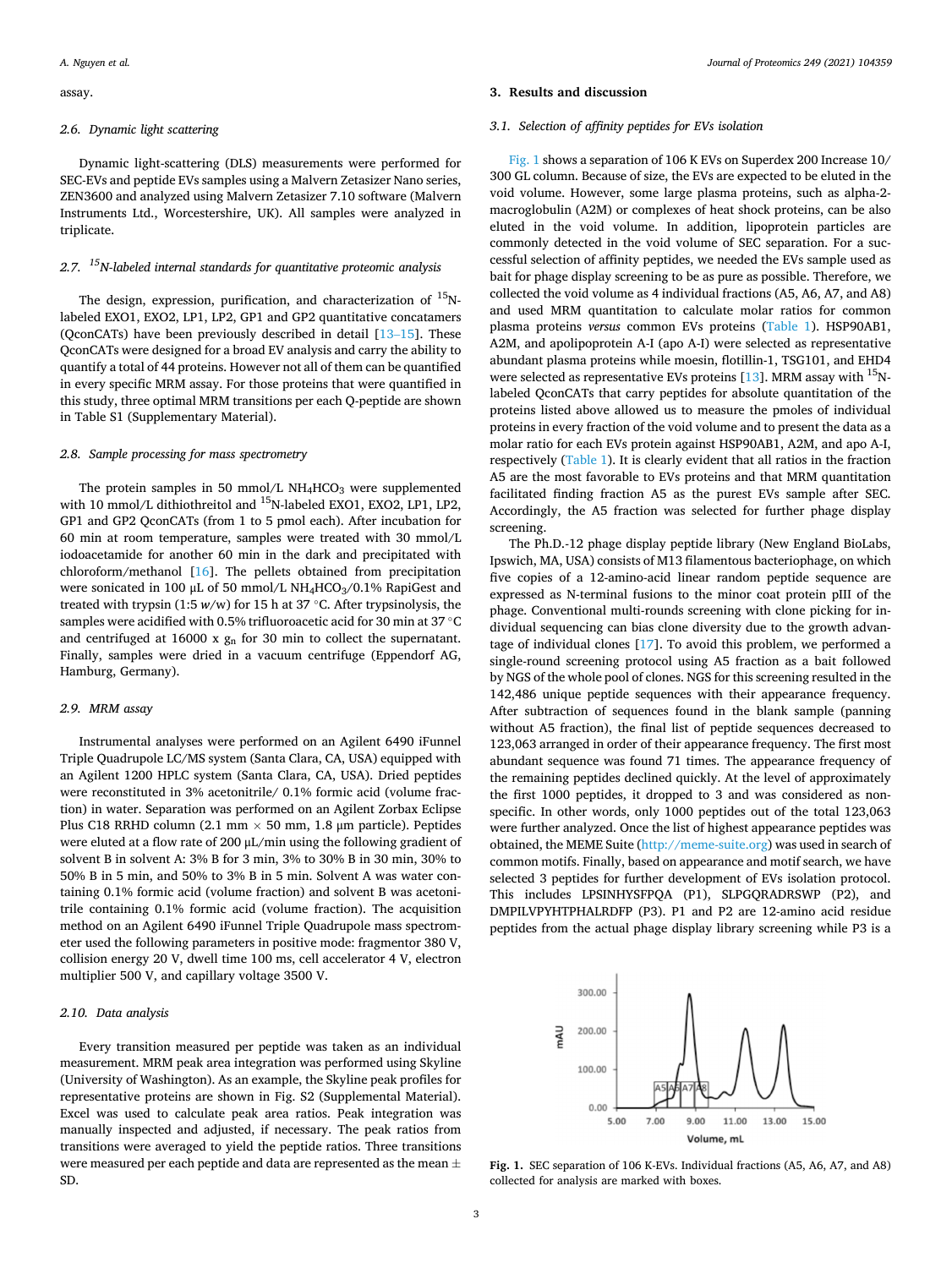assay.

### 2.6. Dynamic light scattering

Dynamic light-scattering (DLS) measurements were performed for SEC-EVs and peptide EVs samples using a Malvern Zetasizer Nano series, ZEN3600 and analyzed using Malvern Zetasizer 7.10 software (Malvern Instruments Ltd., Worcestershire, UK). All samples were analyzed in triplicate.

### 2.7. $^{15}$N-labeled internal standards for quantitative proteomic analysis

The design, expression, purification, and characterization of $^{15}$N-labeled EXO1, EXO2, LP1, LP2, GP1 and GP2 quantitative concatamers (QconCATs) have been previously described in detail [13–15]. These QconCATs were designed for a broad EV analysis and carry the ability to quantify a total of 44 proteins. However not all of them can be quantified in every specific MRM assay. For those proteins that were quantified in this study, three optimal MRM transitions per each Q-peptide are shown in Table S1 (Supplementary Material).

### 2.8. Sample processing for mass spectrometry

The protein samples in 50 mmol/L $NH_4HCO_3$ were supplemented with 10 mmol/L dithiothreitol and $^{15}$N-labeled EXO1, EXO2, LP1, LP2, GP1 and GP2 QconCATs (from 1 to 5 pmol each). After incubation for 60 min at room temperature, samples were treated with 30 mmol/L iodoacetamide for another 60 min in the dark and precipitated with chloroform/methanol [16]. The pellets obtained from precipitation were sonicated in 100 μL of 50 mmol/L $NH_4HCO_3$/0.1% RapiGest and treated with trypsin (1:5 *w*/w) for 15 h at 37 °C. After trypsinolysis, the samples were acidified with 0.5% trifluoroacetic acid for 30 min at 37 °C and centrifuged at 16000 x $g_n$ for 30 min to collect the supernatant. Finally, samples were dried in a vacuum centrifuge (Eppendorf AG, Hamburg, Germany).

### 2.9. MRM assay

Instrumental analyses were performed on an Agilent 6490 iFunnel Triple Quadrupole LC/MS system (Santa Clara, CA, USA) equipped with an Agilent 1200 HPLC system (Santa Clara, CA, USA). Dried peptides were reconstituted in 3% acetonitrile/ 0.1% formic acid (volume fraction) in water. Separation was performed on an Agilent Zorbax Eclipse Plus C18 RRHD column (2.1 mm × 50 mm, 1.8 μm particle). Peptides were eluted at a flow rate of 200 μL/min using the following gradient of solvent B in solvent A: 3% B for 3 min, 3% to 30% B in 30 min, 30% to 50% B in 5 min, and 50% to 3% B in 5 min. Solvent A was water containing 0.1% formic acid (volume fraction) and solvent B was acetonitrile containing 0.1% formic acid (volume fraction). The acquisition method on an Agilent 6490 iFunnel Triple Quadrupole mass spectrometer used the following parameters in positive mode: fragmentor 380 V, collision energy 20 V, dwell time 100 ms, cell accelerator 4 V, electron multiplier 500 V, and capillary voltage 3500 V.

### 2.10. Data analysis

Every transition measured per peptide was taken as an individual measurement. MRM peak area integration was performed using Skyline (University of Washington). As an example, the Skyline peak profiles for representative proteins are shown in Fig. S2 (Supplemental Material). Excel was used to calculate peak area ratios. Peak integration was manually inspected and adjusted, if necessary. The peak ratios from transitions were averaged to yield the peptide ratios. Three transitions were measured per each peptide and data are represented as the mean ± SD.

## 3. Results and discussion

### 3.1. Selection of affinity peptides for EVs isolation

Fig. 1 shows a separation of 106 K EVs on Superdex 200 Increase 10/300 GL column. Because of size, the EVs are expected to be eluted in the void volume. However, some large plasma proteins, such as alpha-2-macroglobulin (A2M) or complexes of heat shock proteins, can be also eluted in the void volume. In addition, lipoprotein particles are commonly detected in the void volume of SEC separation. For a successful selection of affinity peptides, we needed the EVs sample used as bait for phage display screening to be as pure as possible. Therefore, we collected the void volume as 4 individual fractions (A5, A6, A7, and A8) and used MRM quantitation to calculate molar ratios for common plasma proteins *versus* common EVs proteins (Table 1). HSP90AB1, A2M, and apolipoprotein A-I (apo A-I) were selected as representative abundant plasma proteins while moesin, flotillin-1, TSG101, and EHD4 were selected as representative EVs proteins [13]. MRM assay with $^{15}$N-labeled QconCATs that carry peptides for absolute quantitation of the proteins listed above allowed us to measure the pmoles of individual proteins in every fraction of the void volume and to present the data as a molar ratio for each EVs protein against HSP90AB1, A2M, and apo A-I, respectively (Table 1). It is clearly evident that all ratios in the fraction A5 are the most favorable to EVs proteins and that MRM quantitation facilitated finding fraction A5 as the purest EVs sample after SEC. Accordingly, the A5 fraction was selected for further phage display screening.

The Ph.D.-12 phage display peptide library (New England BioLabs, Ipswich, MA, USA) consists of M13 filamentous bacteriophage, on which five copies of a 12-amino-acid linear random peptide sequence are expressed as N-terminal fusions to the minor coat protein pIII of the phage. Conventional multi-rounds screening with clone picking for individual sequencing can bias clone diversity due to the growth advantage of individual clones [17]. To avoid this problem, we performed a single-round screening protocol using A5 fraction as a bait followed by NGS of the whole pool of clones. NGS for this screening resulted in the 142,486 unique peptide sequences with their appearance frequency. After subtraction of sequences found in the blank sample (panning without A5 fraction), the final list of peptide sequences decreased to 123,063 arranged in order of their appearance frequency. The first most abundant sequence was found 71 times. The appearance frequency of the remaining peptides declined quickly. At the level of approximately the first 1000 peptides, it dropped to 3 and was considered as non-specific. In other words, only 1000 peptides out of the total 123,063 were further analyzed. Once the list of highest appearance peptides was obtained, the MEME Suite (http://meme-suite.org) was used in search of common motifs. Finally, based on appearance and motif search, we have selected 3 peptides for further development of EVs isolation protocol. This includes LPSINHYSFPQA (P1), SLPGQRADRSWP (P2), and DMPILVPYHTPHALRDFP (P3). P1 and P2 are 12-amino acid residue peptides from the actual phage display library screening while P3 is a

**Fig. 1.** SEC separation of 106 K-EVs. Individual fractions (A5, A6, A7, and A8) collected for analysis are marked with boxes.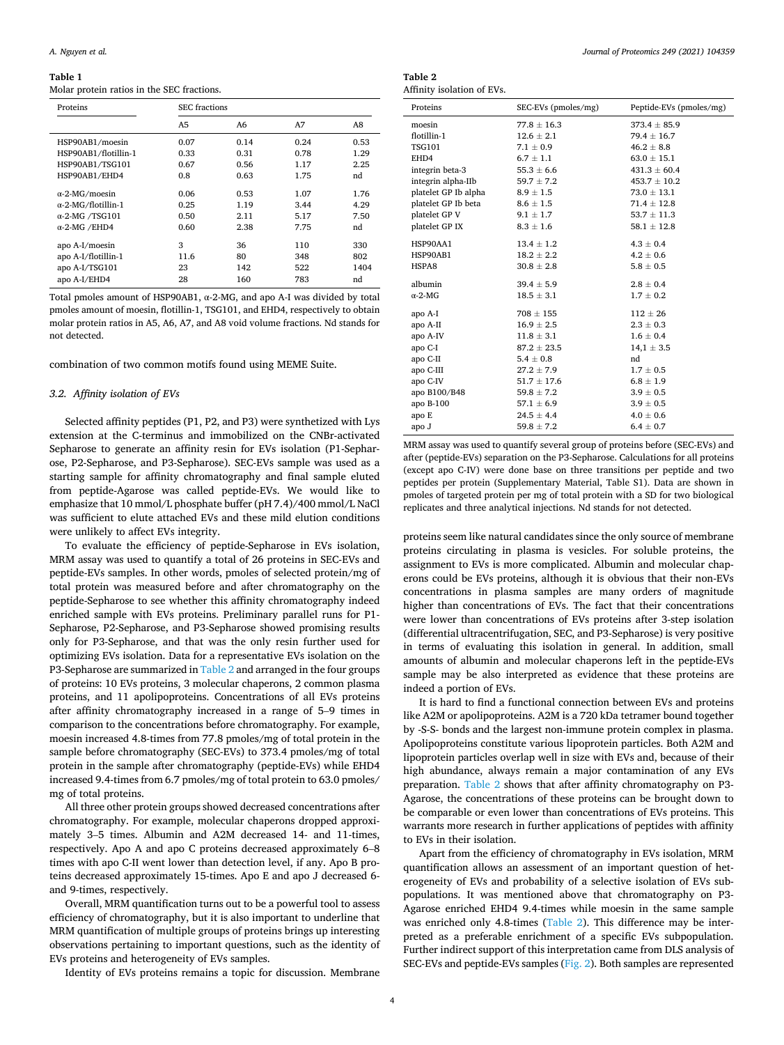**Table 1**
Molar protein ratios in the SEC fractions.

| Proteins | SEC fractions | | | |
|---|---|---|---|---|
| | A5 | A6 | A7 | A8 |
| HSP90AB1/moesin | 0.07 | 0.14 | 0.24 | 0.53 |
| HSP90AB1/flotillin-1 | 0.33 | 0.31 | 0.78 | 1.29 |
| HSP90AB1/TSG101 | 0.67 | 0.56 | 1.17 | 2.25 |
| HSP90AB1/EHD4 | 0.8 | 0.63 | 1.75 | nd |
| α-2-MG/moesin | 0.06 | 0.53 | 1.07 | 1.76 |
| α-2-MG/flotillin-1 | 0.25 | 1.19 | 3.44 | 4.29 |
| α-2-MG /TSG101 | 0.50 | 2.11 | 5.17 | 7.50 |
| α-2-MG /EHD4 | 0.60 | 2.38 | 7.75 | nd |
| apo A-I/moesin | 3 | 36 | 110 | 330 |
| apo A-I/flotillin-1 | 11.6 | 80 | 348 | 802 |
| apo A-I/TSG101 | 23 | 142 | 522 | 1404 |
| apo A-I/EHD4 | 28 | 160 | 783 | nd |

Total pmoles amount of HSP90AB1, α-2-MG, and apo A-I was divided by total pmoles amount of moesin, flotillin-1, TSG101, and EHD4, respectively to obtain molar protein ratios in A5, A6, A7, and A8 void volume fractions. Nd stands for not detected.

combination of two common motifs found using MEME Suite.

### 3.2. Affinity isolation of EVs

Selected affinity peptides (P1, P2, and P3) were synthetized with Lys extension at the C-terminus and immobilized on the CNBr-activated Sepharose to generate an affinity resin for EVs isolation (P1-Sepharose, P2-Sepharose, and P3-Sepharose). SEC-EVs sample was used as a starting sample for affinity chromatography and final sample eluted from peptide-Agarose was called peptide-EVs. We would like to emphasize that 10 mmol/L phosphate buffer (pH 7.4)/400 mmol/L NaCl was sufficient to elute attached EVs and these mild elution conditions were unlikely to affect EVs integrity.

To evaluate the efficiency of peptide-Sepharose in EVs isolation, MRM assay was used to quantify a total of 26 proteins in SEC-EVs and peptide-EVs samples. In other words, pmoles of selected protein/mg of total protein was measured before and after chromatography on the peptide-Sepharose to see whether this affinity chromatography indeed enriched sample with EVs proteins. Preliminary parallel runs for P1-Sepharose, P2-Sepharose, and P3-Sepharose showed promising results only for P3-Sepharose, and that was the only resin further used for optimizing EVs isolation. Data for a representative EVs isolation on the P3-Sepharose are summarized in Table 2 and arranged in the four groups of proteins: 10 EVs proteins, 3 molecular chaperons, 2 common plasma proteins, and 11 apolipoproteins. Concentrations of all EVs proteins after affinity chromatography increased in a range of 5–9 times in comparison to the concentrations before chromatography. For example, moesin increased 4.8-times from 77.8 pmoles/mg of total protein in the sample before chromatography (SEC-EVs) to 373.4 pmoles/mg of total protein in the sample after chromatography (peptide-EVs) while EHD4 increased 9.4-times from 6.7 pmoles/mg of total protein to 63.0 pmoles/mg of total proteins.

All three other protein groups showed decreased concentrations after chromatography. For example, molecular chaperons dropped approximately 3–5 times. Albumin and A2M decreased 14- and 11-times, respectively. Apo A and apo C proteins decreased approximately 6–8 times with apo C-II went lower than detection level, if any. Apo B proteins decreased approximately 15-times. Apo E and apo J decreased 6- and 9-times, respectively.

Overall, MRM quantification turns out to be a powerful tool to assess efficiency of chromatography, but it is also important to underline that MRM quantification of multiple groups of proteins brings up interesting observations pertaining to important questions, such as the identity of EVs proteins and heterogeneity of EVs samples.

Identity of EVs proteins remains a topic for discussion. Membrane proteins seem like natural candidates since the only source of membrane proteins circulating in plasma is vesicles. For soluble proteins, the assignment to EVs is more complicated. Albumin and molecular chaperons could be EVs proteins, although it is obvious that their non-EVs concentrations in plasma samples are many orders of magnitude higher than concentrations of EVs. The fact that their concentrations were lower than concentrations of EVs proteins after 3-step isolation (differential ultracentrifugation, SEC, and P3-Sepharose) is very positive in terms of evaluating this isolation in general. In addition, small amounts of albumin and molecular chaperons left in the peptide-EVs sample may be also interpreted as evidence that these proteins are indeed a portion of EVs.

It is hard to find a functional connection between EVs and proteins like A2M or apolipoproteins. A2M is a 720 kDa tetramer bound together by -S-S- bonds and the largest non-immune protein complex in plasma. Apolipoproteins constitute various lipoprotein particles. Both A2M and lipoprotein particles overlap well in size with EVs and, because of their high abundance, always remain a major contamination of any EVs preparation. Table 2 shows that after affinity chromatography on P3-Agarose, the concentrations of these proteins can be brought down to be comparable or even lower than concentrations of EVs proteins. This warrants more research in further applications of peptides with affinity to EVs in their isolation.

Apart from the efficiency of chromatography in EVs isolation, MRM quantification allows an assessment of an important question of heterogeneity of EVs and probability of a selective isolation of EVs subpopulations. It was mentioned above that chromatography on P3-Agarose enriched EHD4 9.4-times while moesin in the same sample was enriched only 4.8-times (Table 2). This difference may be interpreted as a preferable enrichment of a specific EVs subpopulation. Further indirect support of this interpretation came from DLS analysis of SEC-EVs and peptide-EVs samples (Fig. 2). Both samples are represented

**Table 2**
Affinity isolation of EVs.

| Proteins | SEC-EVs (pmoles/mg) | Peptide-EVs (pmoles/mg) |
|---|---|---|
| moesin | 77.8 ± 16.3 | 373.4 ± 85.9 |
| flotillin-1 | 12.6 ± 2.1 | 79.4 ± 16.7 |
| TSG101 | 7.1 ± 0.9 | 46.2 ± 8.8 |
| EHD4 | 6.7 ± 1.1 | 63.0 ± 15.1 |
| integrin beta-3 | 55.3 ± 6.6 | 431.3 ± 60.4 |
| integrin alpha-IIb | 59.7 ± 7.2 | 453.7 ± 10.2 |
| platelet GP Ib alpha | 8.9 ± 1.5 | 73.0 ± 13.1 |
| platelet GP Ib beta | 8.6 ± 1.5 | 71.4 ± 12.8 |
| platelet GP V | 9.1 ± 1.7 | 53.7 ± 11.3 |
| platelet GP IX | 8.3 ± 1.6 | 58.1 ± 12.8 |
| HSP90AA1 | 13.4 ± 1.2 | 4.3 ± 0.4 |
| HSP90AB1 | 18.2 ± 2.2 | 4.2 ± 0.6 |
| HSPA8 | 30.8 ± 2.8 | 5.8 ± 0.5 |
| albumin | 39.4 ± 5.9 | 2.8 ± 0.4 |
| α-2-MG | 18.5 ± 3.1 | 1.7 ± 0.2 |
| apo A-I | 708 ± 155 | 112 ± 26 |
| apo A-II | 16.9 ± 2.5 | 2.3 ± 0.3 |
| apo A-IV | 11.8 ± 3.1 | 1.6 ± 0.4 |
| apo C-I | 87.2 ± 23.5 | 14,1 ± 3.5 |
| apo C-II | 5.4 ± 0.8 | nd |
| apo C-III | 27.2 ± 7.9 | 1.7 ± 0.5 |
| apo C-IV | 51.7 ± 17.6 | 6.8 ± 1.9 |
| apo B100/B48 | 59.8 ± 7.2 | 3.9 ± 0.5 |
| apo B-100 | 57.1 ± 6.9 | 3.9 ± 0.5 |
| apo E | 24.5 ± 4.4 | 4.0 ± 0.6 |
| apo J | 59.8 ± 7.2 | 6.4 ± 0.7 |

MRM assay was used to quantify several group of proteins before (SEC-EVs) and after (peptide-EVs) separation on the P3-Sepharose. Calculations for all proteins (except apo C-IV) were done base on three transitions per peptide and two peptides per protein (Supplementary Material, Table S1). Data are shown in pmoles of targeted protein per mg of total protein with a SD for two biological replicates and three analytical injections. Nd stands for not detected.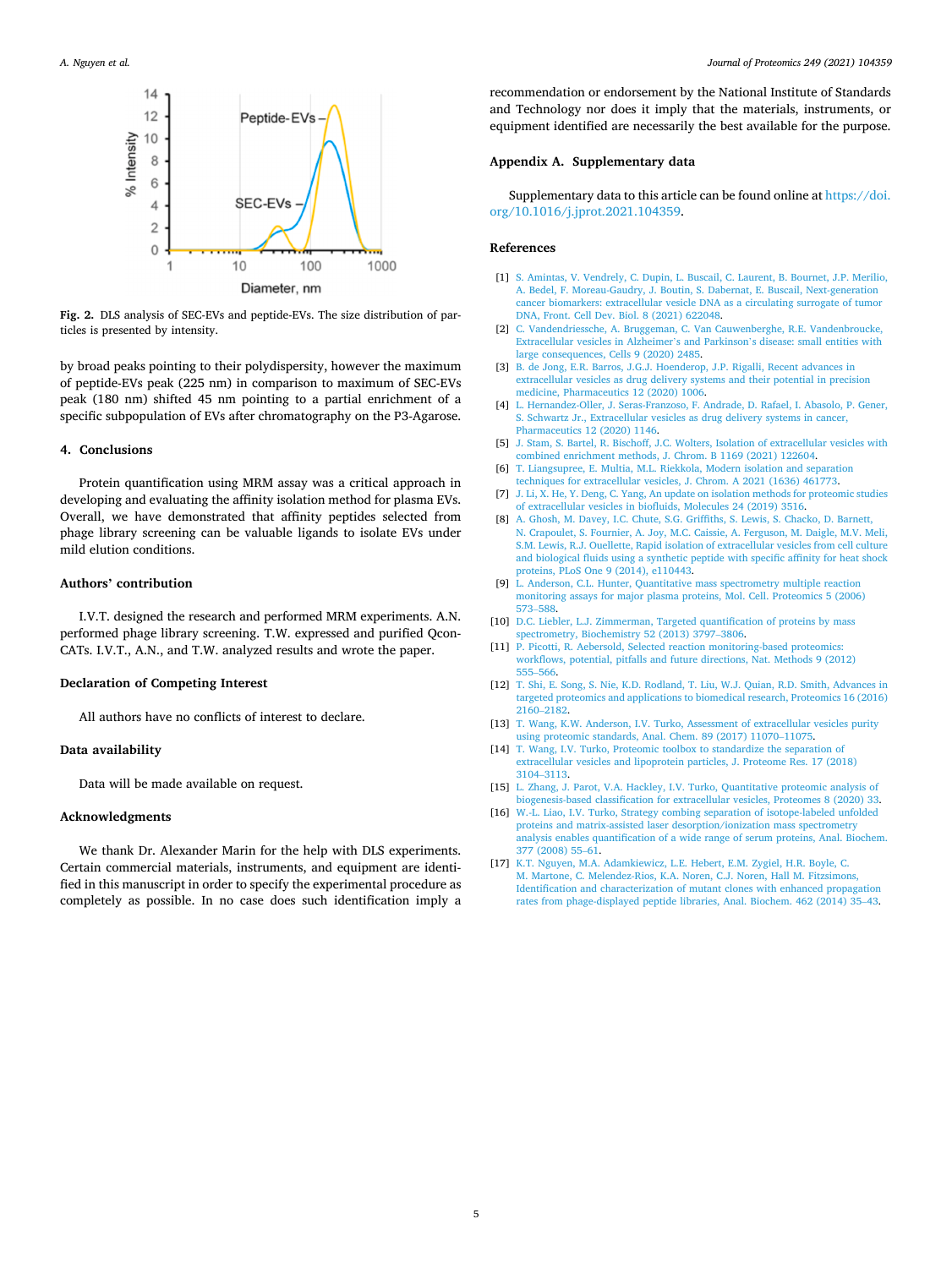14
12
10
8
6
4
2
0
% Intensity
Peptide-EVs
SEC-EVs
1
10
100
1000
Diameter, nm

**Fig. 2.** DLS analysis of SEC-EVs and peptide-EVs. The size distribution of particles is presented by intensity.

by broad peaks pointing to their polydispersity, however the maximum of peptide-EVs peak (225 nm) in comparison to maximum of SEC-EVs peak (180 nm) shifted 45 nm pointing to a partial enrichment of a specific subpopulation of EVs after chromatography on the P3-Agarose.

## 4. Conclusions

Protein quantification using MRM assay was a critical approach in developing and evaluating the affinity isolation method for plasma EVs. Overall, we have demonstrated that affinity peptides selected from phage library screening can be valuable ligands to isolate EVs under mild elution conditions.

## Authors' contribution

I.V.T. designed the research and performed MRM experiments. A.N. performed phage library screening. T.W. expressed and purified QconCATs. I.V.T., A.N., and T.W. analyzed results and wrote the paper.

## Declaration of Competing Interest

All authors have no conflicts of interest to declare.

## Data availability

Data will be made available on request.

## Acknowledgments

We thank Dr. Alexander Marin for the help with DLS experiments. Certain commercial materials, instruments, and equipment are identified in this manuscript in order to specify the experimental procedure as completely as possible. In no case does such identification imply a recommendation or endorsement by the National Institute of Standards and Technology nor does it imply that the materials, instruments, or equipment identified are necessarily the best available for the purpose.

## Appendix A. Supplementary data

Supplementary data to this article can be found online at https://doi.org/10.1016/j.jprot.2021.104359.

## References

[1] S. Amintas, V. Vendrely, C. Dupin, L. Buscail, C. Laurent, B. Bournet, J.P. Merilio, A. Bedel, F. Moreau-Gaudry, J. Boutin, S. Dabernat, E. Buscail, Next-generation cancer biomarkers: extracellular vesicle DNA as a circulating surrogate of tumor DNA, Front. Cell Dev. Biol. 8 (2021) 622048.

[2] C. Vandendriessche, A. Bruggeman, C. Van Cauwenberghe, R.E. Vandenbroucke, Extracellular vesicles in Alzheimer's and Parkinson's disease: small entities with large consequences, Cells 9 (2020) 2485.

[3] B. de Jong, E.R. Barros, J.G.J. Hoenderop, J.P. Rigalli, Recent advances in extracellular vesicles as drug delivery systems and their potential in precision medicine, Pharmaceutics 12 (2020) 1006.

[4] L. Hernandez-Oller, J. Seras-Franzoso, F. Andrade, D. Rafael, I. Abasolo, P. Gener, S. Schwartz Jr., Extracellular vesicles as drug delivery systems in cancer, Pharmaceutics 12 (2020) 1146.

[5] J. Stam, S. Bartel, R. Bischoff, J.C. Wolters, Isolation of extracellular vesicles with combined enrichment methods, J. Chrom. B 1169 (2021) 122604.

[6] T. Liangsupree, E. Multia, M.L. Riekkola, Modern isolation and separation techniques for extracellular vesicles, J. Chrom. A 2021 (1636) 461773.

[7] J. Li, X. He, Y. Deng, C. Yang, An update on isolation methods for proteomic studies of extracellular vesicles in biofluids, Molecules 24 (2019) 3516.

[8] A. Ghosh, M. Davey, I.C. Chute, S.G. Griffiths, S. Lewis, S. Chacko, D. Barnett, N. Crapoulet, S. Fournier, A. Joy, M.C. Caissie, A. Ferguson, M. Daigle, M.V. Meli, S.M. Lewis, R.J. Ouellette, Rapid isolation of extracellular vesicles from cell culture and biological fluids using a synthetic peptide with specific affinity for heat shock proteins, PLoS One 9 (2014), e110443.

[9] L. Anderson, C.L. Hunter, Quantitative mass spectrometry multiple reaction monitoring assays for major plasma proteins, Mol. Cell. Proteomics 5 (2006) 573–588.

[10] D.C. Liebler, L.J. Zimmerman, Targeted quantification of proteins by mass spectrometry, Biochemistry 52 (2013) 3797–3806.

[11] P. Picotti, R. Aebersold, Selected reaction monitoring-based proteomics: workflows, potential, pitfalls and future directions, Nat. Methods 9 (2012) 555–566.

[12] T. Shi, E. Song, S. Nie, K.D. Rodland, T. Liu, W.J. Quian, R.D. Smith, Advances in targeted proteomics and applications to biomedical research, Proteomics 16 (2016) 2160–2182.

[13] T. Wang, K.W. Anderson, I.V. Turko, Assessment of extracellular vesicles purity using proteomic standards, Anal. Chem. 89 (2017) 11070–11075.

[14] T. Wang, I.V. Turko, Proteomic toolbox to standardize the separation of extracellular vesicles and lipoprotein particles, J. Proteome Res. 17 (2018) 3104–3113.

[15] L. Zhang, J. Parot, V.A. Hackley, I.V. Turko, Quantitative proteomic analysis of biogenesis-based classification for extracellular vesicles, Proteomes 8 (2020) 33.

[16] W.-L. Liao, I.V. Turko, Strategy combing separation of isotope-labeled unfolded proteins and matrix-assisted laser desorption/ionization mass spectrometry analysis enables quantification of a wide range of serum proteins, Anal. Biochem. 377 (2008) 55–61.

[17] K.T. Nguyen, M.A. Adamkiewicz, L.E. Hebert, E.M. Zygiel, H.R. Boyle, C. M. Martone, C. Melendez-Rios, K.A. Noren, C.J. Noren, Hall M. Fitzsimons, Identification and characterization of mutant clones with enhanced propagation rates from phage-displayed peptide libraries, Anal. Biochem. 462 (2014) 35–43.